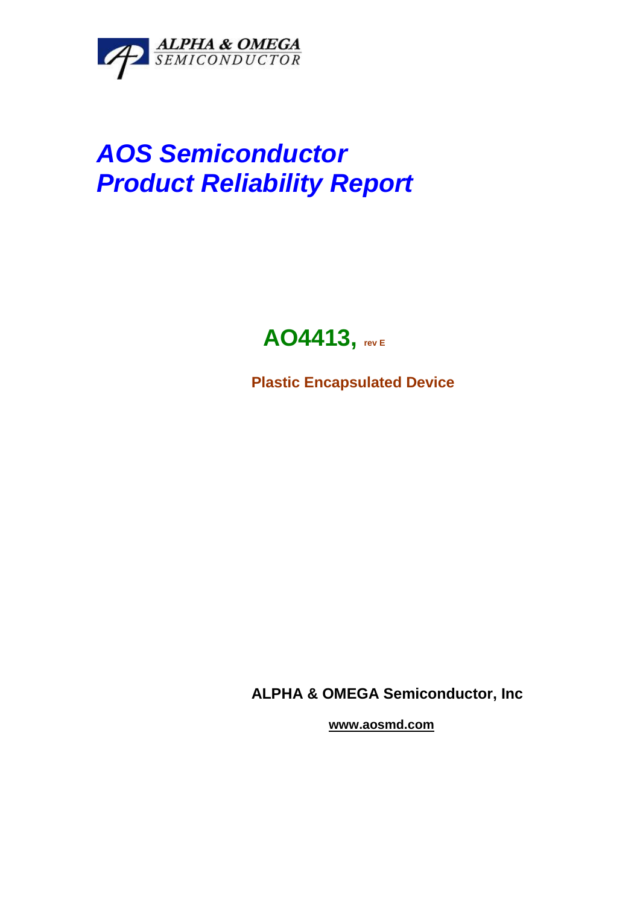ALPHA & OMEGA
SEMICONDUCTOR

# *AOS Semiconductor*
# *Product Reliability Report*

## AO4413, rev E

**Plastic Encapsulated Device**

**ALPHA & OMEGA Semiconductor, Inc**

**www.aosmd.com**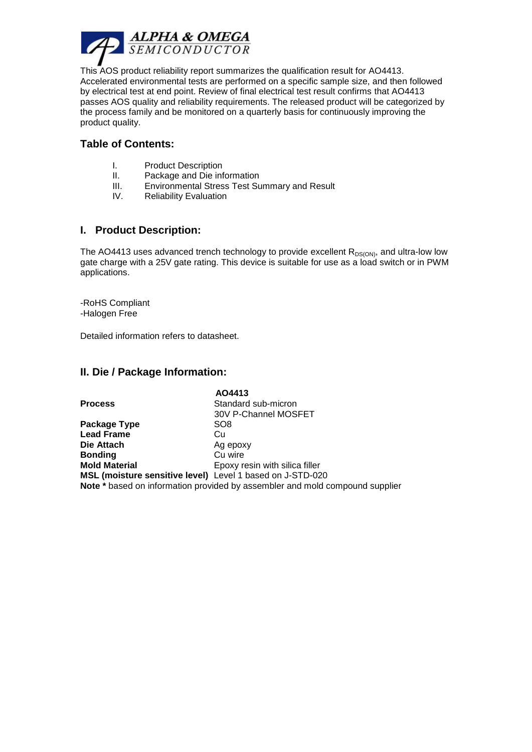This AOS product reliability report summarizes the qualification result for AO4413. Accelerated environmental tests are performed on a specific sample size, and then followed by electrical test at end point. Review of final electrical test result confirms that AO4413 passes AOS quality and reliability requirements. The released product will be categorized by the process family and be monitored on a quarterly basis for continuously improving the product quality.

## Table of Contents:

I. Product Description
II. Package and Die information
III. Environmental Stress Test Summary and Result
IV. Reliability Evaluation

## I. Product Description:

The AO4413 uses advanced trench technology to provide excellent $R_{DS(ON)}$, and ultra-low low gate charge with a 25V gate rating. This device is suitable for use as a load switch or in PWM applications.

-RoHS Compliant
-Halogen Free

Detailed information refers to datasheet.

## II. Die / Package Information:

| | AO4413 |
|---|---|
| **Process** | Standard sub-micron 30V P-Channel MOSFET |
| **Package Type** | SO8 |
| **Lead Frame** | Cu |
| **Die Attach** | Ag epoxy |
| **Bonding** | Cu wire |
| **Mold Material** | Epoxy resin with silica filler |
| **MSL (moisture sensitive level)** | Level 1 based on J-STD-020 |

**Note *** based on information provided by assembler and mold compound supplier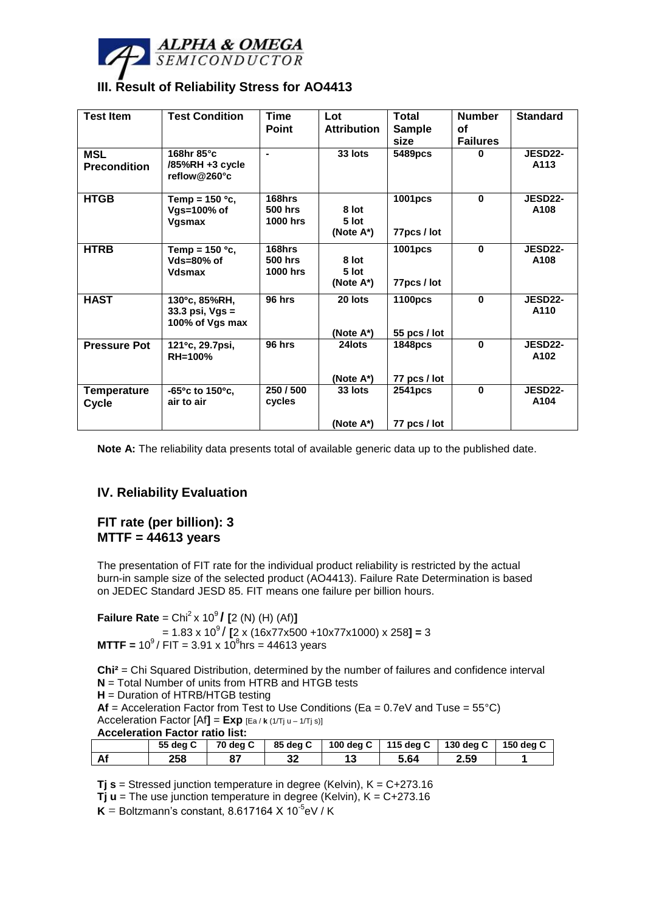## III. Result of Reliability Stress for AO4413

| Test Item | Test Condition | Time Point | Lot Attribution | Total Sample size | Number of Failures | Standard |
|---|---|---|---|---|---|---|
| **MSL Precondition** | **168hr 85°c /85%RH +3 cycle reflow@260°c** | **-** | **33 lots** | **5489pcs** | **0** | **JESD22-A113** |
| **HTGB** | **Temp = 150 °c, Vgs=100% of Vgsmax** | **168hrs 500 hrs 1000 hrs** | **8 lot 5 lot (Note A*)** | **1001pcs 77pcs / lot** | **0** | **JESD22-A108** |
| **HTRB** | **Temp = 150 °c, Vds=80% of Vdsmax** | **168hrs 500 hrs 1000 hrs** | **8 lot 5 lot (Note A*)** | **1001pcs 77pcs / lot** | **0** | **JESD22-A108** |
| **HAST** | **130°c, 85%RH, 33.3 psi, Vgs = 100% of Vgs max** | **96 hrs** | **20 lots (Note A*)** | **1100pcs 55 pcs / lot** | **0** | **JESD22-A110** |
| **Pressure Pot** | **121°c, 29.7psi, RH=100%** | **96 hrs** | **24lots (Note A*)** | **1848pcs 77 pcs / lot** | **0** | **JESD22-A102** |
| **Temperature Cycle** | **-65°c to 150°c, air to air** | **250 / 500 cycles** | **33 lots (Note A*)** | **2541pcs 77 pcs / lot** | **0** | **JESD22-A104** |

**Note A:** The reliability data presents total of available generic data up to the published date.

## IV. Reliability Evaluation

### FIT rate (per billion): 3
### MTTF = 44613 years

The presentation of FIT rate for the individual product reliability is restricted by the actual burn-in sample size of the selected product (AO4413). Failure Rate Determination is based on JEDEC Standard JESD 85. FIT means one failure per billion hours.

**Failure Rate** = $Chi^2 \times 10^9$ **/ [**2 (N) (H) (Af)**]**

= $1.83 \times 10^9$ **/ [**2 x (16x77x500 +10x77x1000) x 258**] =** 3

**MTTF =** $10^9$ / FIT = $3.91 \times 10^8$hrs = 44613 years

**Chi²** = Chi Squared Distribution, determined by the number of failures and confidence interval

**N** = Total Number of units from HTRB and HTGB tests

**H** = Duration of HTRB/HTGB testing

**Af** = Acceleration Factor from Test to Use Conditions (Ea = 0.7eV and Tuse = 55°C)

Acceleration Factor [Af**]** = **Exp** [Ea / **k** (1/Tj u – 1/Tj s)]

**Acceleration Factor ratio list:**

| | 55 deg C | 70 deg C | 85 deg C | 100 deg C | 115 deg C | 130 deg C | 150 deg C |
|---|---|---|---|---|---|---|---|
| Af | 258 | 87 | 32 | 13 | 5.64 | 2.59 | 1 |

**Tj s** = Stressed junction temperature in degree (Kelvin), K = C+273.16

**Tj u** = The use junction temperature in degree (Kelvin), K = C+273.16

**K** = Boltzmann's constant, $8.617164 \times 10^{-5}$eV / K